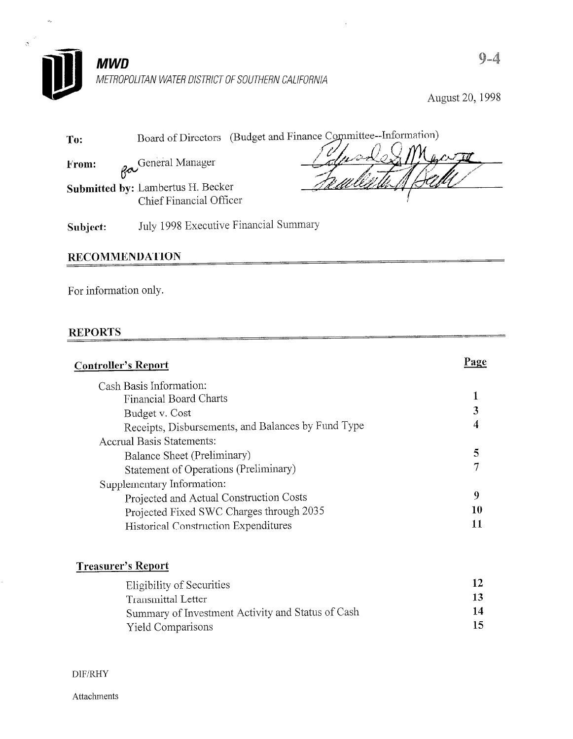# MWD

*METROPOLITAN WATER DISTRICT OF SOUTHERN CALIFORNIA*

9-4

August 20, 1998

**To:** Board of Directors (Budget and Finance Committee--Information)

**From:** General Manager

**Submitted by:** Lambertus H. Becker
Chief Financial Officer

**Subject:** July 1998 Executive Financial Summary

## RECOMMENDATION

For information only.

## REPORTS

| **Controller's Report** | **Page** |
|---|---|
| Cash Basis Information: | |
| Financial Board Charts | 1 |
| Budget v. Cost | 3 |
| Receipts, Disbursements, and Balances by Fund Type | 4 |
| Accrual Basis Statements: | |
| Balance Sheet (Preliminary) | 5 |
| Statement of Operations (Preliminary) | 7 |
| Supplementary Information: | |
| Projected and Actual Construction Costs | 9 |
| Projected Fixed SWC Charges through 2035 | 10 |
| Historical Construction Expenditures | 11 |

| **Treasurer's Report** | |
|---|---|
| Eligibility of Securities | 12 |
| Transmittal Letter | 13 |
| Summary of Investment Activity and Status of Cash | 14 |
| Yield Comparisons | 15 |

DIF/RHY

Attachments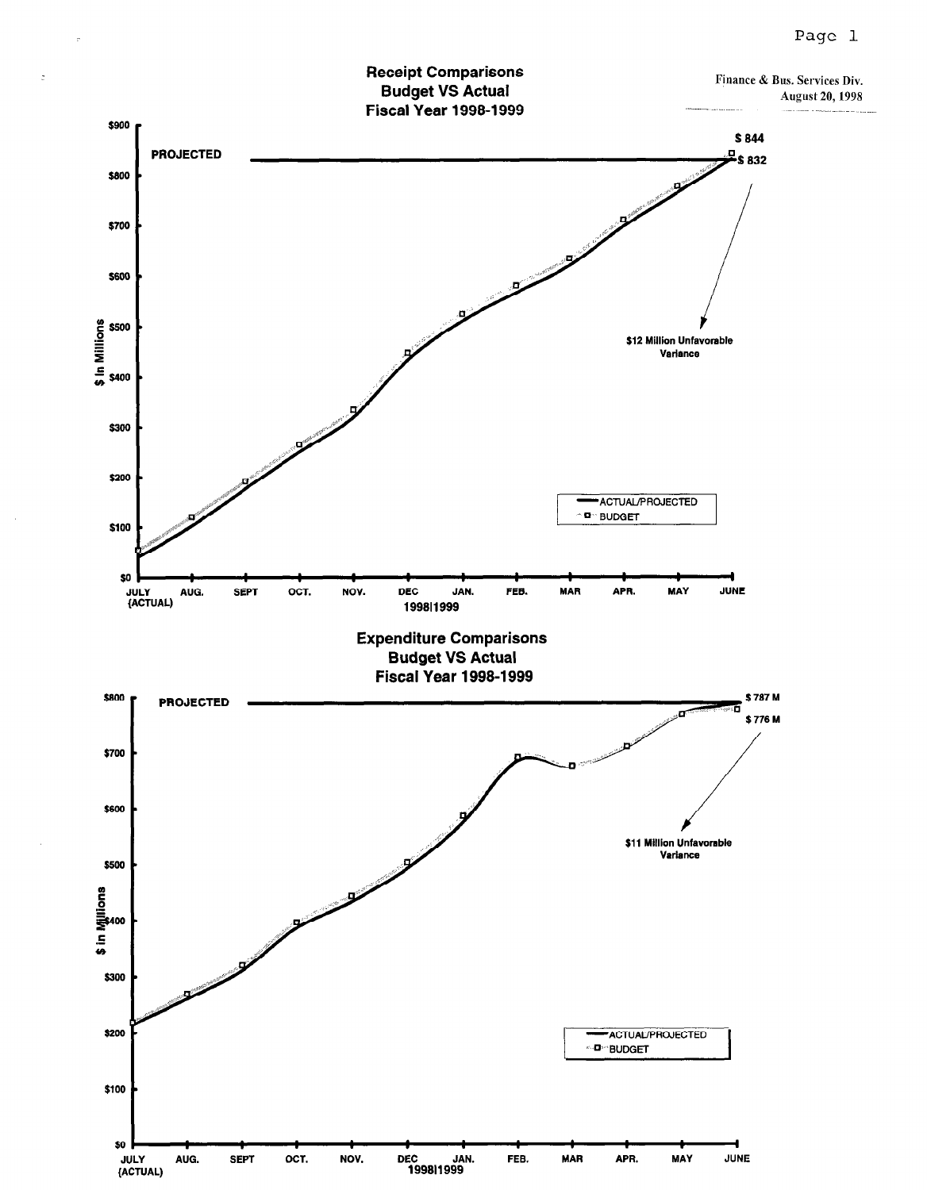Finance & Bus. Services Div.
August 20, 1998

## Receipt Comparisons Budget VS Actual Fiscal Year 1998-1999

$900, $800, $700, $600, $500, $400, $300, $200, $100, $0

$ In Millions

PROJECTED

$ 844

$ 832

$12 Million Unfavorable Variance

ACTUAL/PROJECTED

BUDGET

JULY (ACTUAL) AUG. SEPT OCT. NOV. DEC JAN. FEB. MAR APR. MAY JUNE

1998|1999

## Expenditure Comparisons Budget VS Actual Fiscal Year 1998-1999

$800, $700, $600, $500, $400, $300, $200, $100, $0

$ in Millions

PROJECTED

$ 787 M

$ 776 M

$11 Million Unfavorable Variance

ACTUAL/PROJECTED

BUDGET

JULY (ACTUAL) AUG. SEPT OCT. NOV. DEC JAN. FEB. MAR APR. MAY JUNE

1998|1999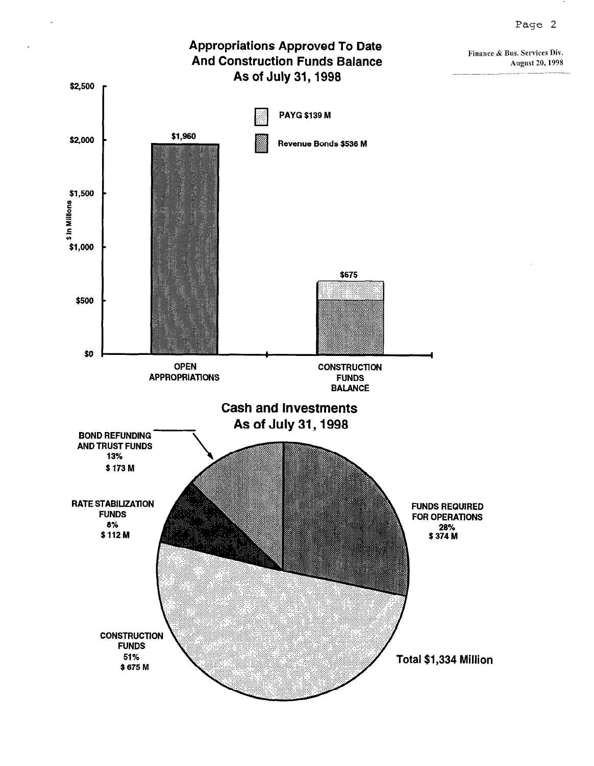Finance & Bus. Services Div.
August 20, 1998

## Appropriations Approved To Date And Construction Funds Balance As of July 31, 1998

$ In Millions

| | Open Appropriations | Construction Funds Balance |
|---|---|---|
| Total | $1,960 | $675 |
| PAYG | | $139 M |
| Revenue Bonds | | $536 M |

## Cash and Investments As of July 31, 1998

| Category | Percent | Amount |
|---|---|---|
| Bond Refunding and Trust Funds | 13% | $ 173 M |
| Rate Stabilization Funds | 8% | $ 112 M |
| Construction Funds | 51% | $ 675 M |
| Funds Required for Operations | 28% | $ 374 M |

**Total $1,334 Million**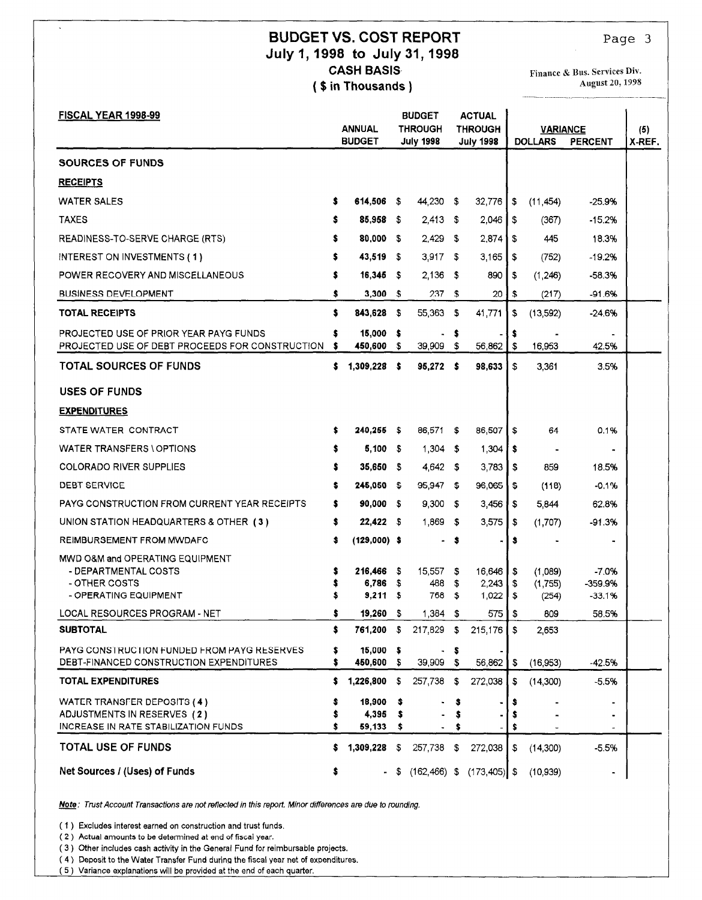# BUDGET VS. COST REPORT
## July 1, 1998 to July 31, 1998
### CASH BASIS
### ( $ in Thousands )

Finance & Bus. Services Div.
August 20, 1998

| FISCAL YEAR 1998-99 | ANNUAL BUDGET | BUDGET THROUGH July 1998 | ACTUAL THROUGH July 1998 | VARIANCE DOLLARS | VARIANCE PERCENT | (5) X-REF. |
|---|---|---|---|---|---|---|
| **SOURCES OF FUNDS** | | | | | | |
| **RECEIPTS** | | | | | | |
| WATER SALES | $ 614,506 | $ 44,230 | $ 32,776 | $ (11,454) | -25.9% | |
| TAXES | $ 85,958 | $ 2,413 | $ 2,046 | $ (367) | -15.2% | |
| READINESS-TO-SERVE CHARGE (RTS) | $ 80,000 | $ 2,429 | $ 2,874 | $ 445 | 18.3% | |
| INTEREST ON INVESTMENTS ( 1 ) | $ 43,519 | $ 3,917 | $ 3,165 | $ (752) | -19.2% | |
| POWER RECOVERY AND MISCELLANEOUS | $ 16,345 | $ 2,136 | $ 890 | $ (1,246) | -58.3% | |
| BUSINESS DEVELOPMENT | $ 3,300 | $ 237 | $ 20 | $ (217) | -91.6% | |
| **TOTAL RECEIPTS** | $ 843,628 | $ 55,363 | $ 41,771 | $ (13,592) | -24.6% | |
| PROJECTED USE OF PRIOR YEAR PAYG FUNDS | $ 15,000 | $ - | $ - | $ - | - | |
| PROJECTED USE OF DEBT PROCEEDS FOR CONSTRUCTION | $ 450,600 | $ 39,909 | $ 56,862 | $ 16,953 | 42.5% | |
| **TOTAL SOURCES OF FUNDS** | $ 1,309,228 | $ 95,272 | $ 98,633 | $ 3,361 | 3.5% | |
| **USES OF FUNDS** | | | | | | |
| **EXPENDITURES** | | | | | | |
| STATE WATER CONTRACT | $ 240,255 | $ 86,571 | $ 86,507 | $ 64 | 0.1% | |
| WATER TRANSFERS \ OPTIONS | $ 5,100 | $ 1,304 | $ 1,304 | $ - | - | |
| COLORADO RIVER SUPPLIES | $ 35,650 | $ 4,642 | $ 3,783 | $ 859 | 18.5% | |
| DEBT SERVICE | $ 245,050 | $ 95,947 | $ 96,065 | $ (118) | -0.1% | |
| PAYG CONSTRUCTION FROM CURRENT YEAR RECEIPTS | $ 90,000 | $ 9,300 | $ 3,456 | $ 5,844 | 62.8% | |
| UNION STATION HEADQUARTERS & OTHER ( 3 ) | $ 22,422 | $ 1,869 | $ 3,575 | $ (1,707) | -91.3% | |
| REIMBURSEMENT FROM MWDAFC | $ (129,000) | $ - | $ - | $ - | - | |
| MWD O&M and OPERATING EQUIPMENT | | | | | | |
| - DEPARTMENTAL COSTS | $ 216,466 | $ 15,557 | $ 16,646 | $ (1,089) | -7.0% | |
| - OTHER COSTS | $ 6,786 | $ 488 | $ 2,243 | $ (1,755) | -359.9% | |
| - OPERATING EQUIPMENT | $ 9,211 | $ 768 | $ 1,022 | $ (254) | -33.1% | |
| LOCAL RESOURCES PROGRAM - NET | $ 19,260 | $ 1,384 | $ 575 | $ 809 | 58.5% | |
| **SUBTOTAL** | $ 761,200 | $ 217,829 | $ 215,176 | $ 2,653 | | |
| PAYG CONSTRUCTION FUNDED FROM PAYG RESERVES | $ 15,000 | $ - | $ - | | | |
| DEBT-FINANCED CONSTRUCTION EXPENDITURES | $ 450,600 | $ 39,909 | $ 56,862 | $ (16,953) | -42.5% | |
| **TOTAL EXPENDITURES** | $ 1,226,800 | $ 257,738 | $ 272,038 | $ (14,300) | -5.5% | |
| WATER TRANSFER DEPOSITS ( 4 ) | $ 18,900 | $ - | $ - | $ - | - | |
| ADJUSTMENTS IN RESERVES ( 2 ) | $ 4,395 | $ - | $ - | $ - | - | |
| INCREASE IN RATE STABILIZATION FUNDS | $ 59,133 | $ - | $ - | $ - | - | |
| **TOTAL USE OF FUNDS** | $ 1,309,228 | $ 257,738 | $ 272,038 | $ (14,300) | -5.5% | |
| **Net Sources / (Uses) of Funds** | $ - | $ (162,466) | $ (173,405) | $ (10,939) | - | |

***Note**: Trust Account Transactions are not reflected in this report. Minor differences are due to rounding.*

( 1 ) Excludes interest earned on construction and trust funds.
( 2 ) Actual amounts to be determined at end of fiscal year.
( 3 ) Other includes cash activity in the General Fund for reimbursable projects.
( 4 ) Deposit to the Water Transfer Fund during the fiscal year net of expenditures.
( 5 ) Variance explanations will be provided at the end of each quarter.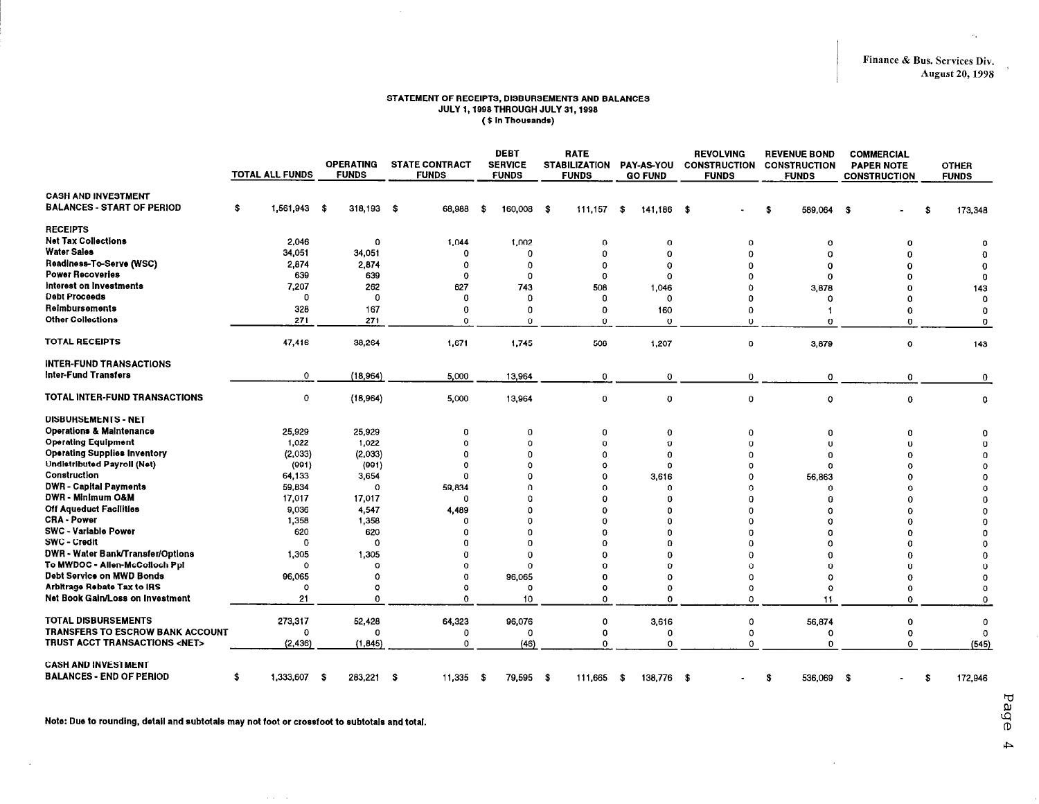Finance & Bus. Services Div.
August 20, 1998

# STATEMENT OF RECEIPTS, DISBURSEMENTS AND BALANCES
## JULY 1, 1998 THROUGH JULY 31, 1998
### ($ In Thousands)

| | TOTAL ALL FUNDS | OPERATING FUNDS | STATE CONTRACT FUNDS | DEBT SERVICE FUNDS | RATE STABILIZATION FUNDS | PAY-AS-YOU GO FUND | REVOLVING CONSTRUCTION FUNDS | REVENUE BOND CONSTRUCTION FUNDS | COMMERCIAL PAPER NOTE CONSTRUCTION | OTHER FUNDS |
|---|---|---|---|---|---|---|---|---|---|---|
| **CASH AND INVESTMENT BALANCES - START OF PERIOD** | $ 1,561,943 | $ 318,193 | $ 68,988 | $ 160,008 | $ 111,157 | $ 141,186 | $ - | $ 589,064 | $ - | $ 173,348 |
| **RECEIPTS** | | | | | | | | | | |
| Net Tax Collections | 2,046 | 0 | 1,044 | 1,002 | 0 | 0 | 0 | 0 | 0 | 0 |
| Water Sales | 34,051 | 34,051 | 0 | 0 | 0 | 0 | 0 | 0 | 0 | 0 |
| Readiness-To-Serve (WSC) | 2,874 | 2,874 | 0 | 0 | 0 | 0 | 0 | 0 | 0 | 0 |
| Power Recoveries | 639 | 639 | 0 | 0 | 0 | 0 | 0 | 0 | 0 | 0 |
| Interest on Investments | 7,207 | 262 | 627 | 743 | 508 | 1,046 | 0 | 3,878 | 0 | 143 |
| Debt Proceeds | 0 | 0 | 0 | 0 | 0 | 0 | 0 | 0 | 0 | 0 |
| Reimbursements | 328 | 167 | 0 | 0 | 0 | 160 | 0 | 1 | 0 | 0 |
| Other Collections | 271 | 271 | 0 | 0 | 0 | 0 | 0 | 0 | 0 | 0 |
| **TOTAL RECEIPTS** | 47,416 | 38,264 | 1,671 | 1,745 | 508 | 1,207 | 0 | 3,879 | 0 | 143 |
| **INTER-FUND TRANSACTIONS** | | | | | | | | | | |
| Inter-Fund Transfers | 0 | (18,964) | 5,000 | 13,964 | 0 | 0 | 0 | 0 | 0 | 0 |
| **TOTAL INTER-FUND TRANSACTIONS** | 0 | (18,964) | 5,000 | 13,964 | 0 | 0 | 0 | 0 | 0 | 0 |
| **DISBURSEMENTS - NET** | | | | | | | | | | |
| Operations & Maintenance | 25,929 | 25,929 | 0 | 0 | 0 | 0 | 0 | 0 | 0 | 0 |
| Operating Equipment | 1,022 | 1,022 | 0 | 0 | 0 | 0 | 0 | 0 | 0 | 0 |
| Operating Supplies Inventory | (2,033) | (2,033) | 0 | 0 | 0 | 0 | 0 | 0 | 0 | 0 |
| Undistributed Payroll (Net) | (991) | (991) | 0 | 0 | 0 | 0 | 0 | 0 | 0 | 0 |
| Construction | 64,133 | 3,654 | 0 | 0 | 0 | 3,616 | 0 | 56,863 | 0 | 0 |
| DWR - Capital Payments | 59,834 | 0 | 59,834 | 0 | 0 | 0 | 0 | 0 | 0 | 0 |
| DWR - Minimum O&M | 17,017 | 17,017 | 0 | 0 | 0 | 0 | 0 | 0 | 0 | 0 |
| Off Aqueduct Facilities | 9,036 | 4,547 | 4,489 | 0 | 0 | 0 | 0 | 0 | 0 | 0 |
| CRA - Power | 1,358 | 1,358 | 0 | 0 | 0 | 0 | 0 | 0 | 0 | 0 |
| SWC - Variable Power | 620 | 620 | 0 | 0 | 0 | 0 | 0 | 0 | 0 | 0 |
| SWC - Credit | 0 | 0 | 0 | 0 | 0 | 0 | 0 | 0 | 0 | 0 |
| DWR - Water Bank/Transfer/Options | 1,305 | 1,305 | 0 | 0 | 0 | 0 | 0 | 0 | 0 | 0 |
| To MWDOC - Allen-McColloch Ppl | 0 | 0 | 0 | 0 | 0 | 0 | 0 | 0 | 0 | 0 |
| Debt Service on MWD Bonds | 96,065 | 0 | 0 | 96,065 | 0 | 0 | 0 | 0 | 0 | 0 |
| Arbitrage Rebate Tax to IRS | 0 | 0 | 0 | 0 | 0 | 0 | 0 | 0 | 0 | 0 |
| Net Book Gain/Loss on Investment | 21 | 0 | 0 | 10 | 0 | 0 | 0 | 11 | 0 | 0 |
| **TOTAL DISBURSEMENTS** | 273,317 | 52,428 | 64,323 | 96,076 | 0 | 3,616 | 0 | 56,874 | 0 | 0 |
| **TRANSFERS TO ESCROW BANK ACCOUNT** | 0 | 0 | 0 | 0 | 0 | 0 | 0 | 0 | 0 | 0 |
| **TRUST ACCT TRANSACTIONS <NET>** | (2,436) | (1,845) | 0 | (46) | 0 | 0 | 0 | 0 | 0 | (545) |
| **CASH AND INVESTMENT BALANCES - END OF PERIOD** | $ 1,333,607 | $ 283,221 | $ 11,335 | $ 79,595 | $ 111,665 | $ 138,776 | $ - | $ 536,069 | $ - | $ 172,946 |

Note: Due to rounding, detail and subtotals may not foot or crossfoot to subtotals and total.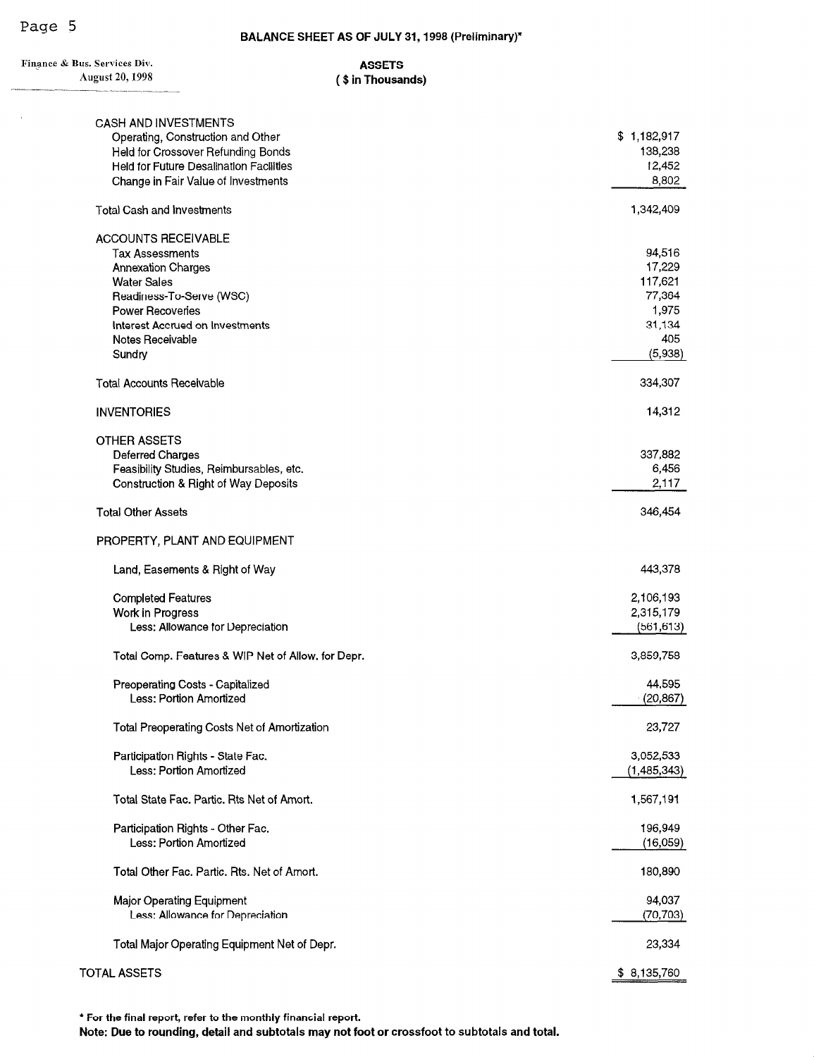## BALANCE SHEET AS OF JULY 31, 1998 (Preliminary)*

Finance & Bus. Services Div.
August 20, 1998

### ASSETS
**( $ in Thousands)**

| | |
|---|---|
| CASH AND INVESTMENTS | |
| Operating, Construction and Other | $ 1,182,917 |
| Held for Crossover Refunding Bonds | 138,238 |
| Held for Future Desalination Facilities | 12,452 |
| Change in Fair Value of Investments | 8,802 |
| Total Cash and Investments | 1,342,409 |
| ACCOUNTS RECEIVABLE | |
| Tax Assessments | 94,516 |
| Annexation Charges | 17,229 |
| Water Sales | 117,621 |
| Readiness-To-Serve (WSC) | 77,364 |
| Power Recoveries | 1,975 |
| Interest Accrued on Investments | 31,134 |
| Notes Receivable | 405 |
| Sundry | (5,938) |
| Total Accounts Receivable | 334,307 |
| INVENTORIES | 14,312 |
| OTHER ASSETS | |
| Deferred Charges | 337,882 |
| Feasibility Studies, Reimbursables, etc. | 6,456 |
| Construction & Right of Way Deposits | 2,117 |
| Total Other Assets | 346,454 |
| PROPERTY, PLANT AND EQUIPMENT | |
| Land, Easements & Right of Way | 443,378 |
| Completed Features | 2,106,193 |
| Work in Progress | 2,315,179 |
| Less: Allowance for Depreciation | (561,613) |
| Total Comp. Features & WIP Net of Allow. for Depr. | 3,859,758 |
| Preoperating Costs - Capitalized | 44,595 |
| Less: Portion Amortized | (20,867) |
| Total Preoperating Costs Net of Amortization | 23,727 |
| Participation Rights - State Fac. | 3,052,533 |
| Less: Portion Amortized | (1,485,343) |
| Total State Fac. Partic. Rts Net of Amort. | 1,567,191 |
| Participation Rights - Other Fac. | 196,949 |
| Less: Portion Amortized | (16,059) |
| Total Other Fac. Partic. Rts. Net of Amort. | 180,890 |
| Major Operating Equipment | 94,037 |
| Less: Allowance for Depreciation | (70,703) |
| Total Major Operating Equipment Net of Depr. | 23,334 |
| TOTAL ASSETS | $ 8,135,760 |

\* For the final report, refer to the monthly financial report.

**Note: Due to rounding, detail and subtotals may not foot or crossfoot to subtotals and total.**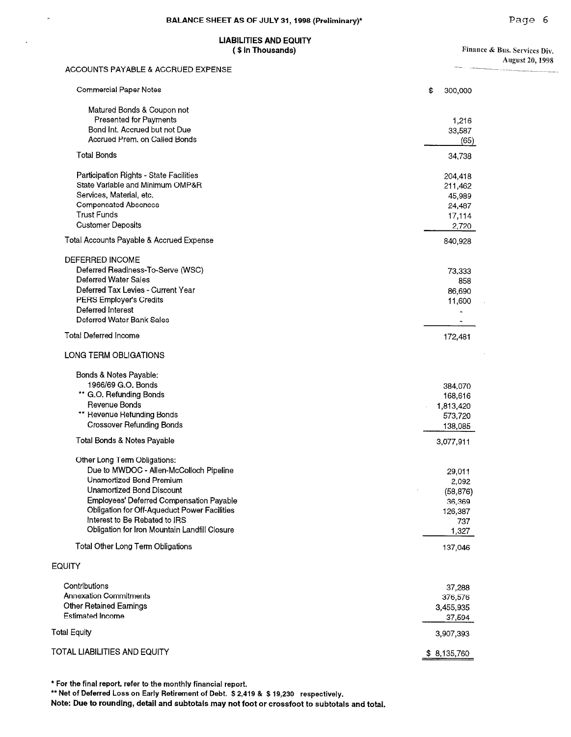# BALANCE SHEET AS OF JULY 31, 1998 (Preliminary)*

## LIABILITIES AND EQUITY
### ( $ In Thousands)

Finance & Bus. Services Div.
August 20, 1998

| | |
|---|---|
| **ACCOUNTS PAYABLE & ACCRUED EXPENSE** | |
| Commercial Paper Notes | $ 300,000 |
| Matured Bonds & Coupon not Presented for Payments | 1,216 |
| Bond Int. Accrued but not Due | 33,587 |
| Accrued Prem. on Called Bonds | (65) |
| Total Bonds | 34,738 |
| Participation Rights - State Facilities | 204,418 |
| State Variable and Minimum OMP&R | 211,462 |
| Services, Material, etc. | 45,989 |
| Compensated Absences | 24,487 |
| Trust Funds | 17,114 |
| Customer Deposits | 2,720 |
| Total Accounts Payable & Accrued Expense | 840,928 |
| **DEFERRED INCOME** | |
| Deferred Readiness-To-Serve (WSC) | 73,333 |
| Deferred Water Sales | 858 |
| Deferred Tax Levies - Current Year | 86,690 |
| PERS Employer's Credits | 11,600 |
| Deferred Interest | - |
| Deferred Water Bank Sales | - |
| Total Deferred Income | 172,481 |
| **LONG TERM OBLIGATIONS** | |
| Bonds & Notes Payable: | |
| 1966/69 G.O. Bonds | 384,070 |
| ** G.O. Refunding Bonds | 168,616 |
| Revenue Bonds | 1,813,420 |
| ** Revenue Refunding Bonds | 573,720 |
| Crossover Refunding Bonds | 138,085 |
| Total Bonds & Notes Payable | 3,077,911 |
| Other Long Term Obligations: | |
| Due to MWDOC - Allen-McColloch Pipeline | 29,011 |
| Unamortized Bond Premium | 2,092 |
| Unamortized Bond Discount | (58,876) |
| Employees' Deferred Compensation Payable | 36,369 |
| Obligation for Off-Aqueduct Power Facilities | 126,387 |
| Interest to Be Rebated to IRS | 737 |
| Obligation for Iron Mountain Landfill Closure | 1,327 |
| Total Other Long Term Obligations | 137,046 |
| **EQUITY** | |
| Contributions | 37,288 |
| Annexation Commitments | 376,576 |
| Other Retained Earnings | 3,455,935 |
| Estimated Income | 37,594 |
| Total Equity | 3,907,393 |
| **TOTAL LIABILITIES AND EQUITY** | $ 8,135,760 |

\* For the final report, refer to the monthly financial report.

\*\* Net of Deferred Loss on Early Retirement of Debt. $ 2,419 & $ 19,230 respectively.

**Note: Due to rounding, detail and subtotals may not foot or crossfoot to subtotals and total.**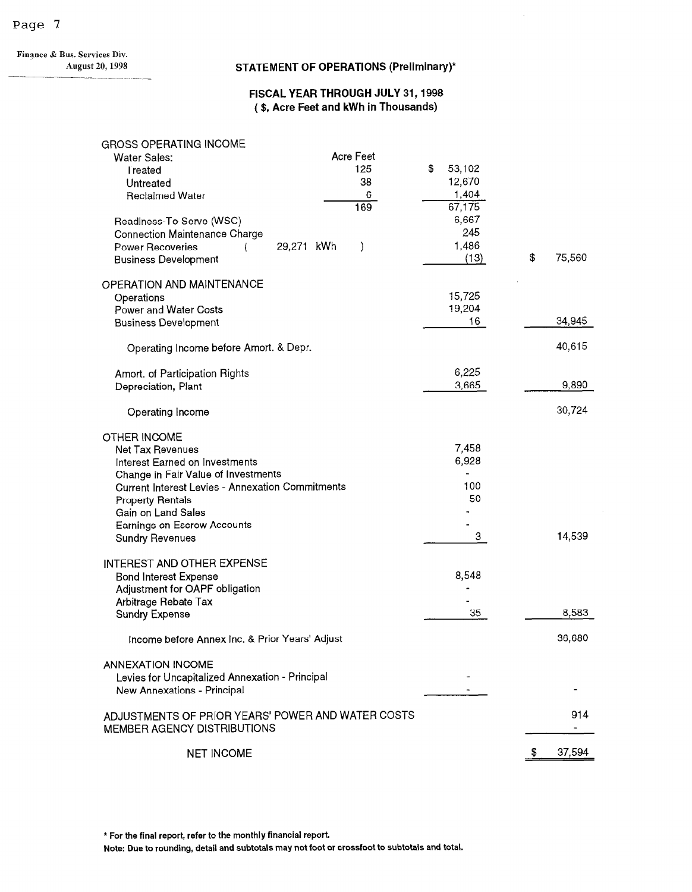Finance & Bus. Services Div.
August 20, 1998

## STATEMENT OF OPERATIONS (Preliminary)*

### FISCAL YEAR THROUGH JULY 31, 1998
### ( $, Acre Feet and kWh in Thousands)

| | Acre Feet | | |
|---|---|---|---|
| **GROSS OPERATING INCOME** | | | |
| Water Sales: | | | |
| Treated | 125 | $ 53,102 | |
| Untreated | 38 | 12,670 | |
| Reclaimed Water | 6 | 1,404 | |
| | 169 | 67,175 | |
| Readiness To Serve (WSC) | | 6,667 | |
| Connection Maintenance Charge | | 245 | |
| Power Recoveries ( 29,271 kWh ) | | 1,486 | |
| Business Development | | (13) | $ 75,560 |
| **OPERATION AND MAINTENANCE** | | | |
| Operations | | 15,725 | |
| Power and Water Costs | | 19,204 | |
| Business Development | | 16 | 34,945 |
| Operating Income before Amort. & Depr. | | | 40,615 |
| Amort. of Participation Rights | | 6,225 | |
| Depreciation, Plant | | 3,665 | 9,890 |
| Operating Income | | | 30,724 |
| **OTHER INCOME** | | | |
| Net Tax Revenues | | 7,458 | |
| Interest Earned on Investments | | 6,928 | |
| Change in Fair Value of Investments | | - | |
| Current Interest Levies - Annexation Commitments | | 100 | |
| Property Rentals | | 50 | |
| Gain on Land Sales | | - | |
| Earnings on Escrow Accounts | | - | |
| Sundry Revenues | | 3 | 14,539 |
| **INTEREST AND OTHER EXPENSE** | | | |
| Bond Interest Expense | | 8,548 | |
| Adjustment for OAPF obligation | | - | |
| Arbitrage Rebate Tax | | - | |
| Sundry Expense | | 35 | 8,583 |
| Income before Annex Inc. & Prior Years' Adjust | | | 36,680 |
| **ANNEXATION INCOME** | | | |
| Levies for Uncapitalized Annexation - Principal | | - | |
| New Annexations - Principal | | - | - |
| ADJUSTMENTS OF PRIOR YEARS' POWER AND WATER COSTS | | | 914 |
| MEMBER AGENCY DISTRIBUTIONS | | | - |
| NET INCOME | | | $ 37,594 |

\* For the final report, refer to the monthly financial report.

Note: Due to rounding, detail and subtotals may not foot or crossfoot to subtotals and total.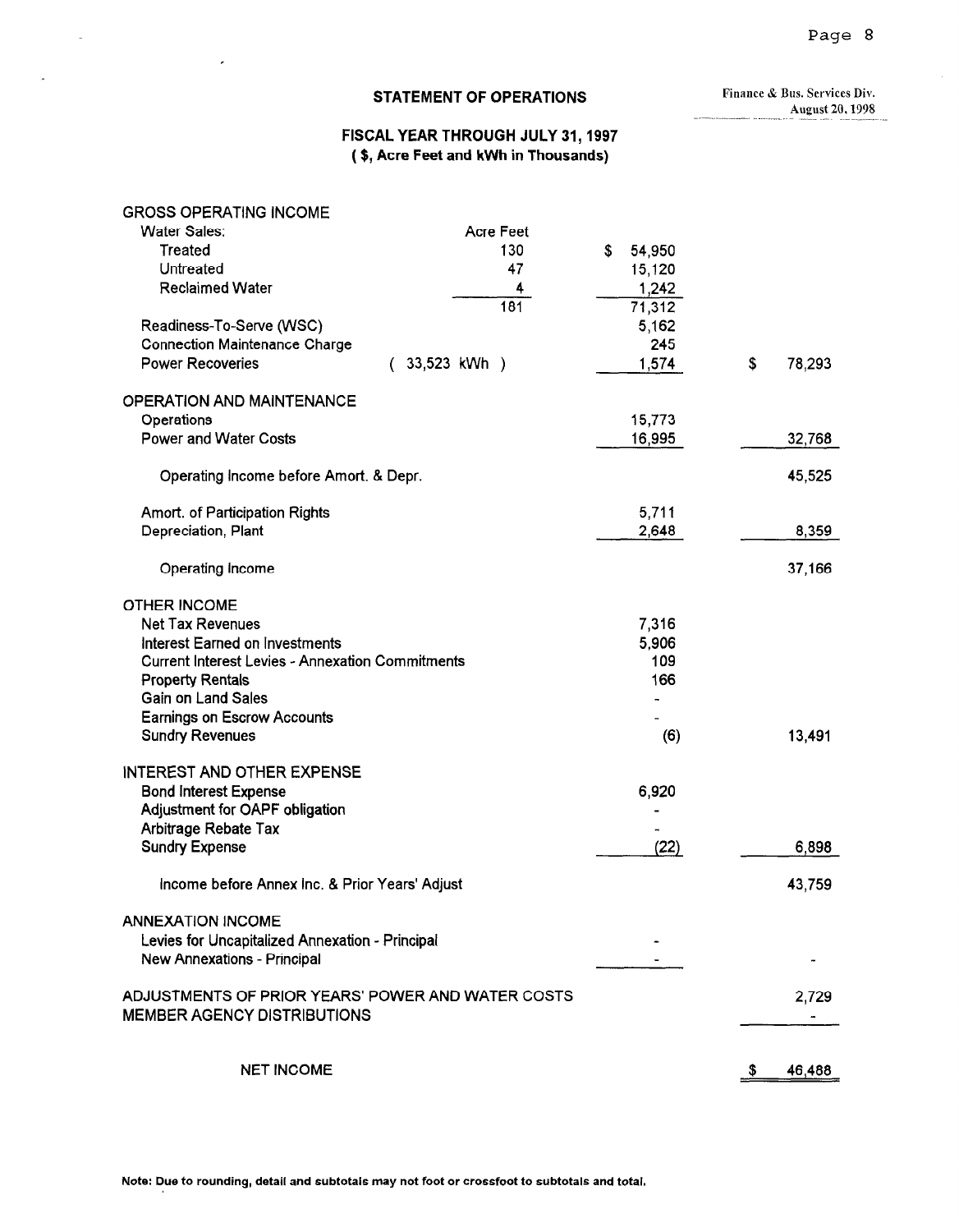Finance & Bus. Services Div.
August 20, 1998

# STATEMENT OF OPERATIONS

## FISCAL YEAR THROUGH JULY 31, 1997
### ( $, Acre Feet and kWh in Thousands)

| | Acre Feet | | |
|---|---|---|---|
| **GROSS OPERATING INCOME** | | | |
| Water Sales: | | | |
| Treated | 130 | $ 54,950 | |
| Untreated | 47 | 15,120 | |
| Reclaimed Water | 4 | 1,242 | |
| | 181 | 71,312 | |
| Readiness-To-Serve (WSC) | | 5,162 | |
| Connection Maintenance Charge | | 245 | |
| Power Recoveries ( 33,523 kWh ) | | 1,574 | $ 78,293 |
| **OPERATION AND MAINTENANCE** | | | |
| Operations | | 15,773 | |
| Power and Water Costs | | 16,995 | 32,768 |
| Operating Income before Amort. & Depr. | | | 45,525 |
| Amort. of Participation Rights | | 5,711 | |
| Depreciation, Plant | | 2,648 | 8,359 |
| Operating Income | | | 37,166 |
| **OTHER INCOME** | | | |
| Net Tax Revenues | | 7,316 | |
| Interest Earned on Investments | | 5,906 | |
| Current Interest Levies - Annexation Commitments | | 109 | |
| Property Rentals | | 166 | |
| Gain on Land Sales | | - | |
| Earnings on Escrow Accounts | | - | |
| Sundry Revenues | | (6) | 13,491 |
| **INTEREST AND OTHER EXPENSE** | | | |
| Bond Interest Expense | | 6,920 | |
| Adjustment for OAPF obligation | | - | |
| Arbitrage Rebate Tax | | - | |
| Sundry Expense | | (22) | 6,898 |
| Income before Annex Inc. & Prior Years' Adjust | | | 43,759 |
| **ANNEXATION INCOME** | | | |
| Levies for Uncapitalized Annexation - Principal | | - | |
| New Annexations - Principal | | - | - |
| **ADJUSTMENTS OF PRIOR YEARS' POWER AND WATER COSTS** | | | 2,729 |
| **MEMBER AGENCY DISTRIBUTIONS** | | | - |
| NET INCOME | | | $ 46,488 |

**Note: Due to rounding, detail and subtotals may not foot or crossfoot to subtotals and total.**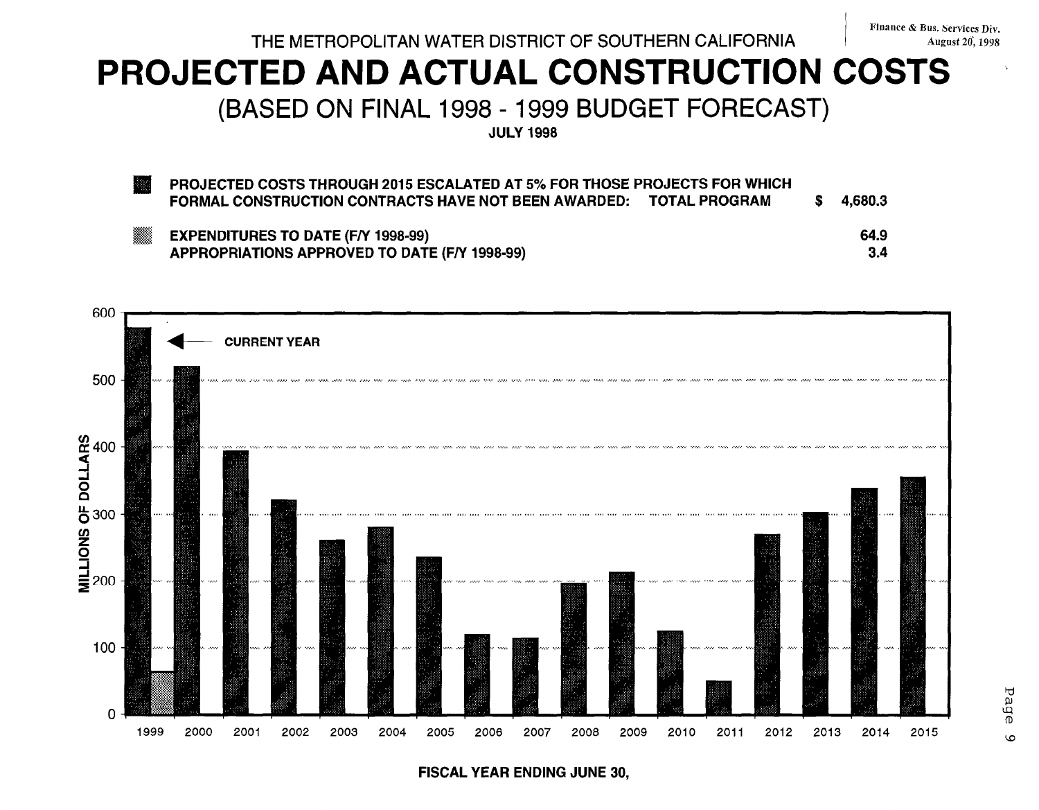Finance & Bus. Services Div.
August 20, 1998

THE METROPOLITAN WATER DISTRICT OF SOUTHERN CALIFORNIA

# PROJECTED AND ACTUAL CONSTRUCTION COSTS

## (BASED ON FINAL 1998 - 1999 BUDGET FORECAST)

**JULY 1998**

| | | |
|---|---|---|
| **PROJECTED COSTS THROUGH 2015 ESCALATED AT 5% FOR THOSE PROJECTS FOR WHICH FORMAL CONSTRUCTION CONTRACTS HAVE NOT BEEN AWARDED: TOTAL PROGRAM** | **$** | **4,680.3** |
| **EXPENDITURES TO DATE (F/Y 1998-99)** | | **64.9** |
| **APPROPRIATIONS APPROVED TO DATE (F/Y 1998-99)** | | **3.4** |

MILLIONS OF DOLLARS

CURRENT YEAR

0, 100, 200, 300, 400, 500, 600

1999, 2000, 2001, 2002, 2003, 2004, 2005, 2006, 2007, 2008, 2009, 2010, 2011, 2012, 2013, 2014, 2015

**FISCAL YEAR ENDING JUNE 30,**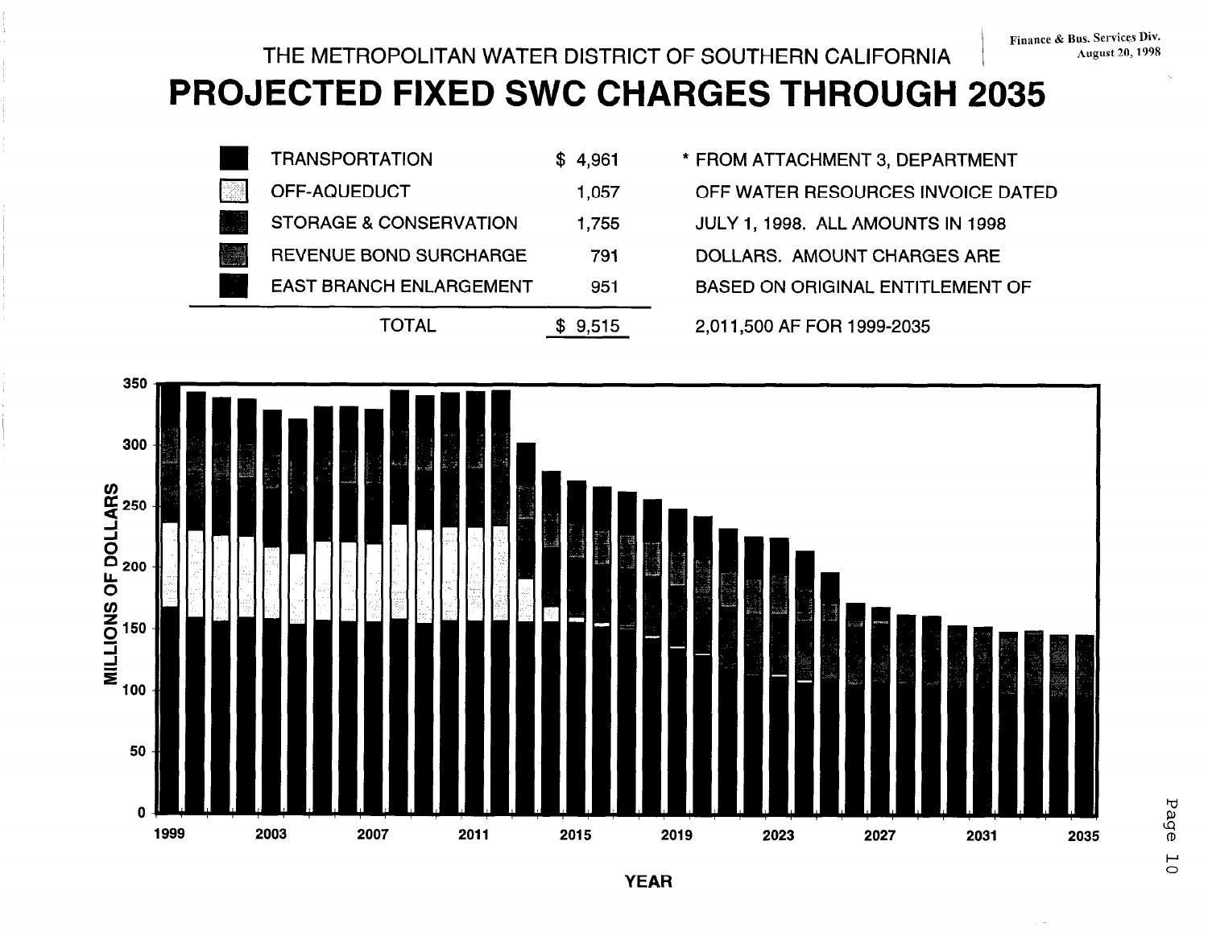Finance & Bus. Services Div.
August 20, 1998

THE METROPOLITAN WATER DISTRICT OF SOUTHERN CALIFORNIA

# PROJECTED FIXED SWC CHARGES THROUGH 2035

| | |
|---|---|
| TRANSPORTATION | $ 4,961 |
| OFF-AQUEDUCT | 1,057 |
| STORAGE & CONSERVATION | 1,755 |
| REVENUE BOND SURCHARGE | 791 |
| EAST BRANCH ENLARGEMENT | 951 |
| TOTAL | $ 9,515 |

\* FROM ATTACHMENT 3, DEPARTMENT OFF WATER RESOURCES INVOICE DATED JULY 1, 1998. ALL AMOUNTS IN 1998 DOLLARS. AMOUNT CHARGES ARE BASED ON ORIGINAL ENTITLEMENT OF 2,011,500 AF FOR 1999-2035

MILLIONS OF DOLLARS

YEAR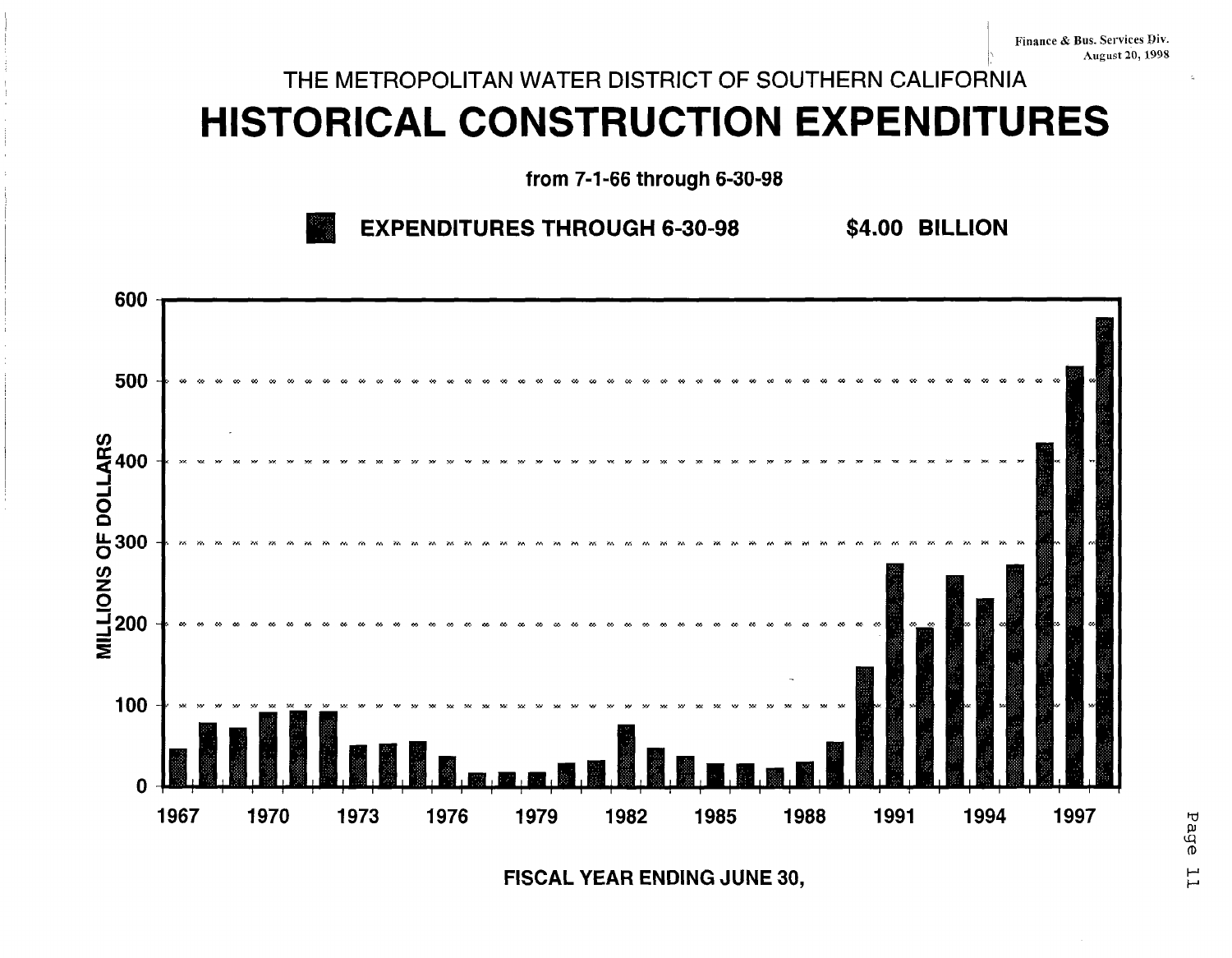Finance & Bus. Services Div.
August 20, 1998

THE METROPOLITAN WATER DISTRICT OF SOUTHERN CALIFORNIA

# HISTORICAL CONSTRUCTION EXPENDITURES

**from 7-1-66 through 6-30-98**

**EXPENDITURES THROUGH 6-30-98 $4.00 BILLION**

MILLIONS OF DOLLARS

600
500
400
300
200
100
0

1967 1970 1973 1976 1979 1982 1985 1988 1991 1994 1997

**FISCAL YEAR ENDING JUNE 30,**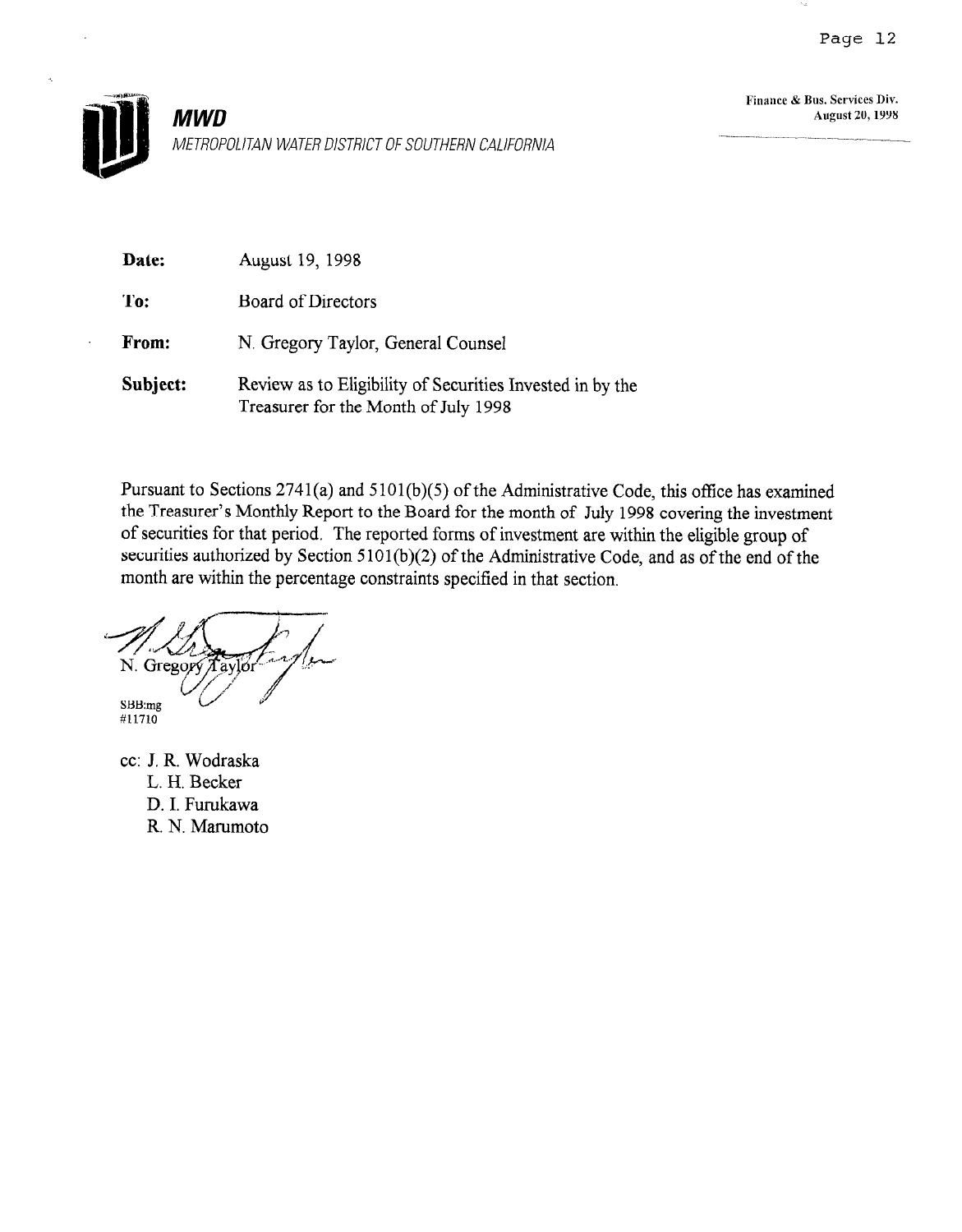Finance & Bus. Services Div.
August 20, 1998

**MWD**

*METROPOLITAN WATER DISTRICT OF SOUTHERN CALIFORNIA*

**Date:** August 19, 1998

**To:** Board of Directors

**From:** N. Gregory Taylor, General Counsel

**Subject:** Review as to Eligibility of Securities Invested in by the Treasurer for the Month of July 1998

Pursuant to Sections 2741(a) and 5101(b)(5) of the Administrative Code, this office has examined the Treasurer's Monthly Report to the Board for the month of July 1998 covering the investment of securities for that period. The reported forms of investment are within the eligible group of securities authorized by Section 5101(b)(2) of the Administrative Code, and as of the end of the month are within the percentage constraints specified in that section.

N. Gregory Taylor

SBB:mg
#11710

cc: J. R. Wodraska
L. H. Becker
D. I. Furukawa
R. N. Marumoto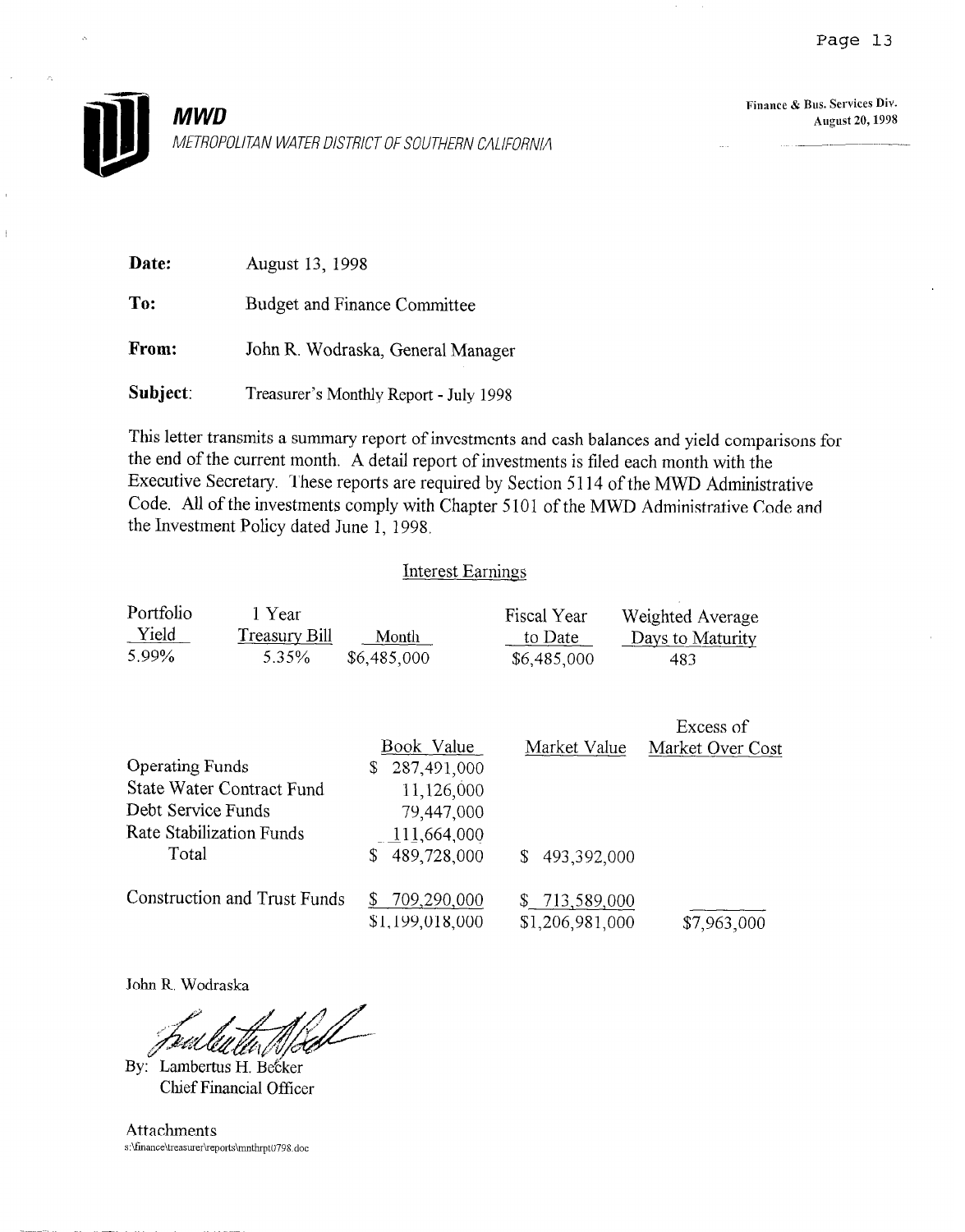**MWD**
METROPOLITAN WATER DISTRICT OF SOUTHERN CALIFORNIA

Finance & Bus. Services Div.
August 20, 1998

**Date:** August 13, 1998

**To:** Budget and Finance Committee

**From:** John R. Wodraska, General Manager

**Subject:** Treasurer's Monthly Report - July 1998

This letter transmits a summary report of investments and cash balances and yield comparisons for the end of the current month. A detail report of investments is filed each month with the Executive Secretary. These reports are required by Section 5114 of the MWD Administrative Code. All of the investments comply with Chapter 5101 of the MWD Administrative Code and the Investment Policy dated June 1, 1998.

## Interest Earnings

| Portfolio Yield | 1 Year Treasury Bill | Month | Fiscal Year to Date | Weighted Average Days to Maturity |
|---|---|---|---|---|
| 5.99% | 5.35% | $6,485,000 | $6,485,000 | 483 |

| | Book Value | Market Value | Excess of Market Over Cost |
|---|---|---|---|
| Operating Funds | $ 287,491,000 | | |
| State Water Contract Fund | 11,126,000 | | |
| Debt Service Funds | 79,447,000 | | |
| Rate Stabilization Funds | 111,664,000 | | |
| Total | $ 489,728,000 | $ 493,392,000 | |
| Construction and Trust Funds | $ 709,290,000 | $ 713,589,000 | |
| | $1,199,018,000 | $1,206,981,000 | $7,963,000 |

John R. Wodraska

By: Lambertus H. Becker
Chief Financial Officer

Attachments
s:\finance\treasurer\reports\mnthrpt0798.doc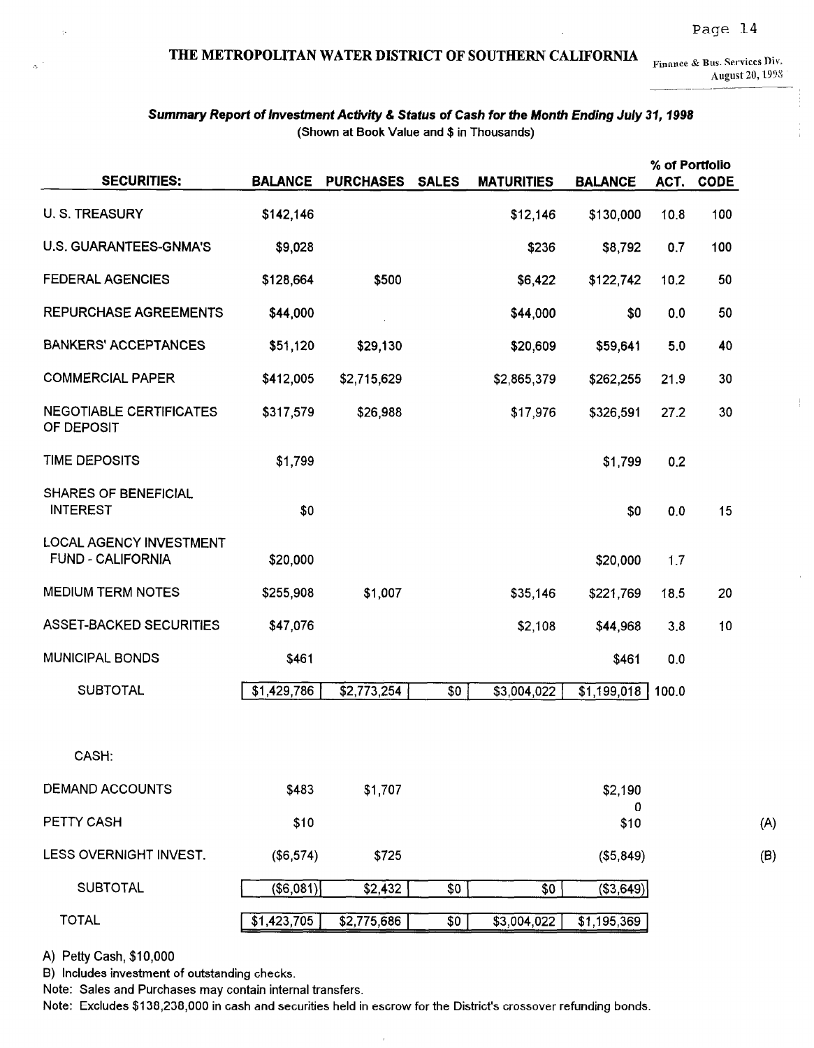## THE METROPOLITAN WATER DISTRICT OF SOUTHERN CALIFORNIA

Finance & Bus. Services Div.
August 20, 1998

### *Summary Report of Investment Activity & Status of Cash for the Month Ending July 31, 1998*

(Shown at Book Value and $ in Thousands)

| SECURITIES: | BALANCE | PURCHASES | SALES | MATURITIES | BALANCE | % of Portfolio ACT. | % of Portfolio CODE | |
|---|---|---|---|---|---|---|---|---|
| U. S. TREASURY | $142,146 | | | $12,146 | $130,000 | 10.8 | 100 | |
| U.S. GUARANTEES-GNMA'S | $9,028 | | | $236 | $8,792 | 0.7 | 100 | |
| FEDERAL AGENCIES | $128,664 | $500 | | $6,422 | $122,742 | 10.2 | 50 | |
| REPURCHASE AGREEMENTS | $44,000 | | | $44,000 | $0 | 0.0 | 50 | |
| BANKERS' ACCEPTANCES | $51,120 | $29,130 | | $20,609 | $59,641 | 5.0 | 40 | |
| COMMERCIAL PAPER | $412,005 | $2,715,629 | | $2,865,379 | $262,255 | 21.9 | 30 | |
| NEGOTIABLE CERTIFICATES OF DEPOSIT | $317,579 | $26,988 | | $17,976 | $326,591 | 27.2 | 30 | |
| TIME DEPOSITS | $1,799 | | | | $1,799 | 0.2 | | |
| SHARES OF BENEFICIAL INTEREST | $0 | | | | $0 | 0.0 | 15 | |
| LOCAL AGENCY INVESTMENT FUND - CALIFORNIA | $20,000 | | | | $20,000 | 1.7 | | |
| MEDIUM TERM NOTES | $255,908 | $1,007 | | $35,146 | $221,769 | 18.5 | 20 | |
| ASSET-BACKED SECURITIES | $47,076 | | | $2,108 | $44,968 | 3.8 | 10 | |
| MUNICIPAL BONDS | $461 | | | | $461 | 0.0 | | |
| SUBTOTAL | $1,429,786 | $2,773,254 | $0 | $3,004,022 | $1,199,018 | 100.0 | | |
| CASH: | | | | | | | | |
| DEMAND ACCOUNTS | $483 | $1,707 | | | $2,190 | | | |
| | | | | | 0 | | | |
| PETTY CASH | $10 | | | | $10 | | | (A) |
| LESS OVERNIGHT INVEST. | ($6,574) | $725 | | | ($5,849) | | | (B) |
| SUBTOTAL | ($6,081) | $2,432 | $0 | $0 | ($3,649) | | | |
| TOTAL | $1,423,705 | $2,775,686 | $0 | $3,004,022 | $1,195,369 | | | |

A) Petty Cash, $10,000

B) Includes investment of outstanding checks.

Note: Sales and Purchases may contain internal transfers.

Note: Excludes $138,238,000 in cash and securities held in escrow for the District's crossover refunding bonds.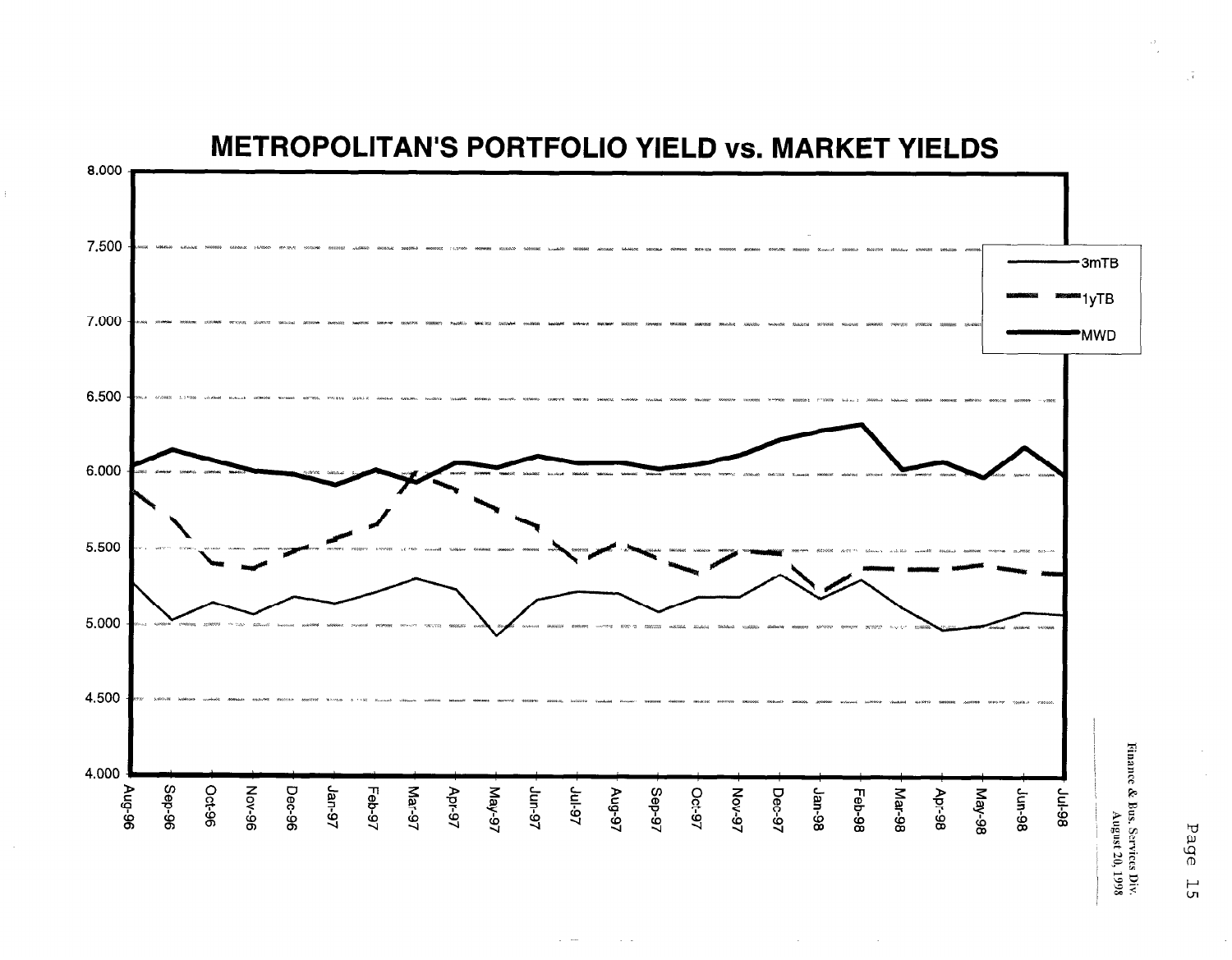# METROPOLITAN'S PORTFOLIO YIELD vs. MARKET YIELDS

8.000
7.500
7.000
6.500
6.000
5.500
5.000
4.500
4.000

3mTB
1yTB
MWD

Aug-96
Sep-96
Oct-96
Nov-96
Dec-96
Jan-97
Feb-97
Mar-97
Apr-97
May-97
Jun-97
Jul-97
Aug-97
Sep-97
Oct-97
Nov-97
Dec-97
Jan-98
Feb-98
Mar-98
Apr-98
May-98
Jun-98
Jul-98

Finance & Bus. Services Div.
August 20, 1998